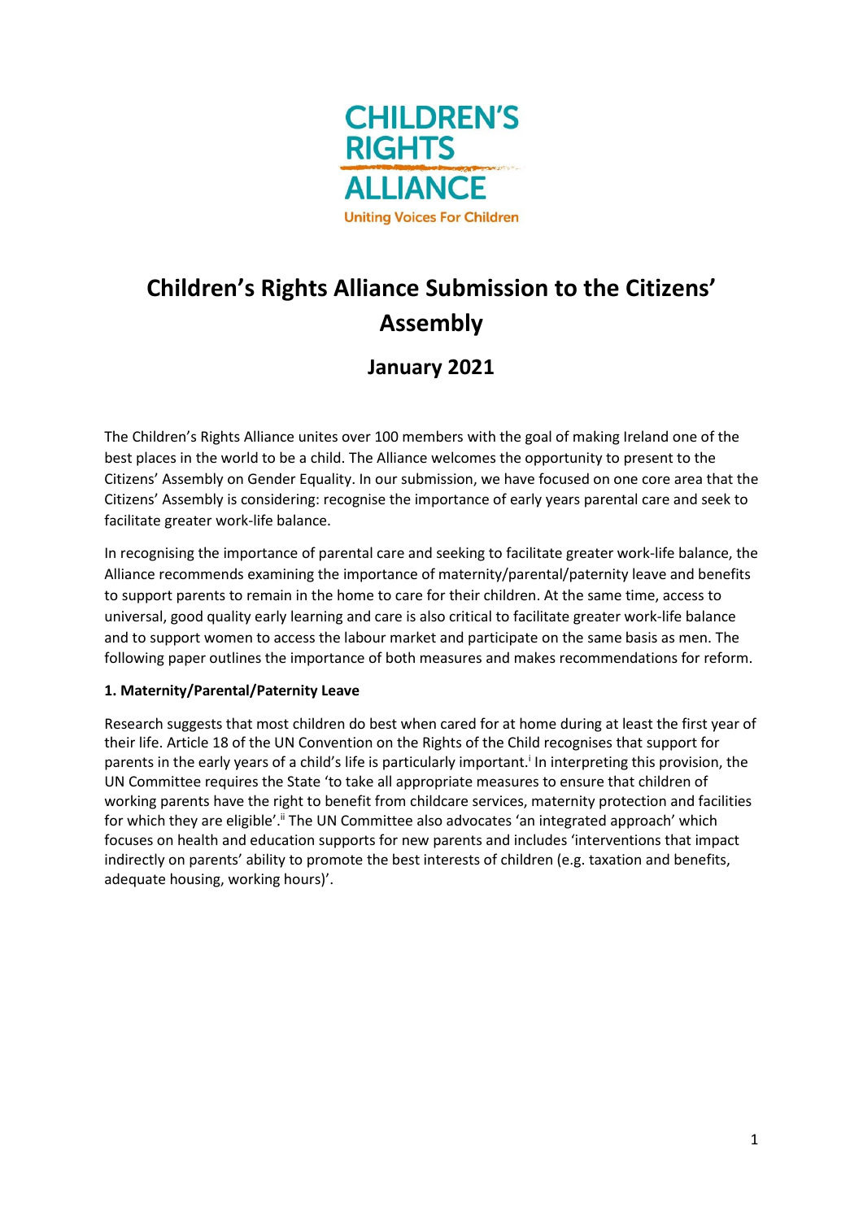CHILDREN'S RIGHTS ALLIANCE

Uniting Voices For Children

# Children's Rights Alliance Submission to the Citizens' Assembly

## January 2021

The Children's Rights Alliance unites over 100 members with the goal of making Ireland one of the best places in the world to be a child. The Alliance welcomes the opportunity to present to the Citizens' Assembly on Gender Equality. In our submission, we have focused on one core area that the Citizens' Assembly is considering: recognise the importance of early years parental care and seek to facilitate greater work-life balance.

In recognising the importance of parental care and seeking to facilitate greater work-life balance, the Alliance recommends examining the importance of maternity/parental/paternity leave and benefits to support parents to remain in the home to care for their children. At the same time, access to universal, good quality early learning and care is also critical to facilitate greater work-life balance and to support women to access the labour market and participate on the same basis as men. The following paper outlines the importance of both measures and makes recommendations for reform.

**1. Maternity/Parental/Paternity Leave**

Research suggests that most children do best when cared for at home during at least the first year of their life. Article 18 of the UN Convention on the Rights of the Child recognises that support for parents in the early years of a child's life is particularly important.[i] In interpreting this provision, the UN Committee requires the State 'to take all appropriate measures to ensure that children of working parents have the right to benefit from childcare services, maternity protection and facilities for which they are eligible'.[ii] The UN Committee also advocates 'an integrated approach' which focuses on health and education supports for new parents and includes 'interventions that impact indirectly on parents' ability to promote the best interests of children (e.g. taxation and benefits, adequate housing, working hours)'.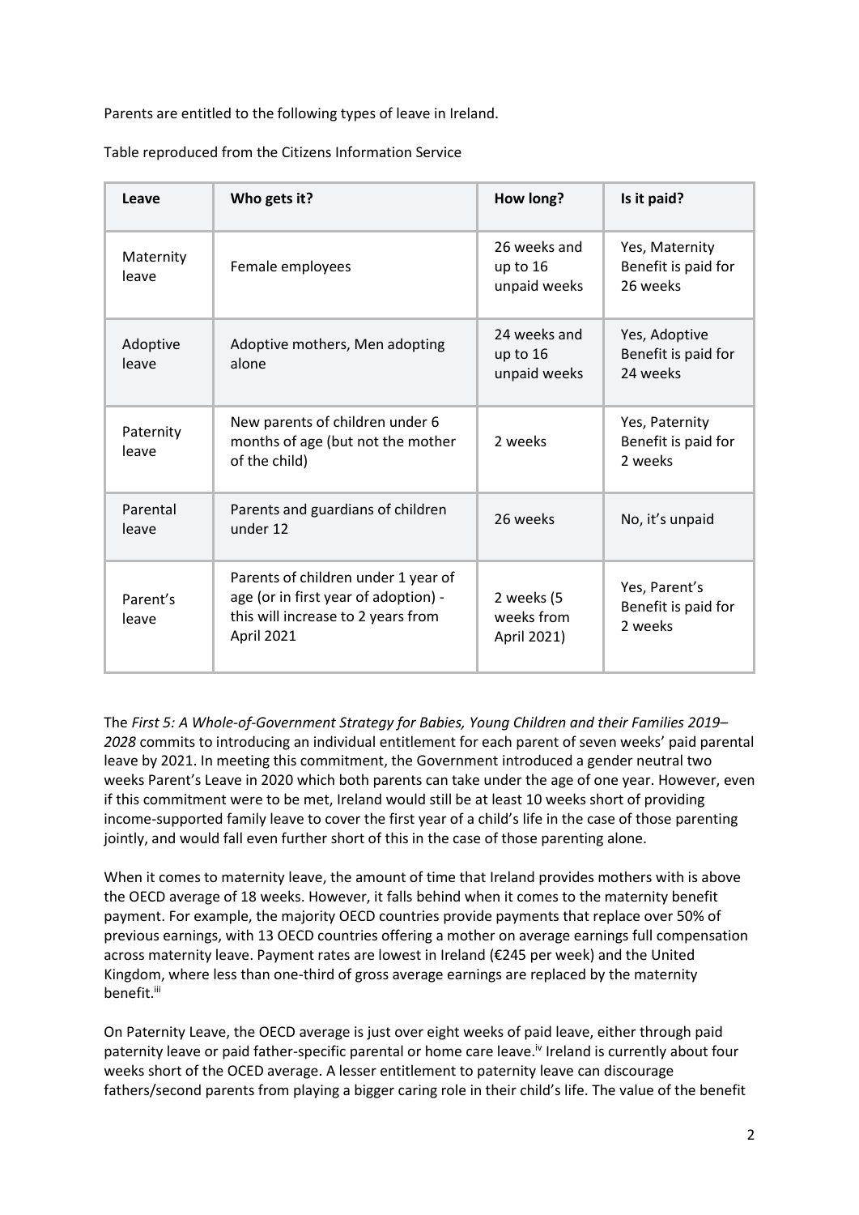Parents are entitled to the following types of leave in Ireland.

Table reproduced from the Citizens Information Service

| Leave | Who gets it? | How long? | Is it paid? |
|---|---|---|---|
| Maternity leave | Female employees | 26 weeks and up to 16 unpaid weeks | Yes, Maternity Benefit is paid for 26 weeks |
| Adoptive leave | Adoptive mothers, Men adopting alone | 24 weeks and up to 16 unpaid weeks | Yes, Adoptive Benefit is paid for 24 weeks |
| Paternity leave | New parents of children under 6 months of age (but not the mother of the child) | 2 weeks | Yes, Paternity Benefit is paid for 2 weeks |
| Parental leave | Parents and guardians of children under 12 | 26 weeks | No, it's unpaid |
| Parent's leave | Parents of children under 1 year of age (or in first year of adoption) - this will increase to 2 years from April 2021 | 2 weeks (5 weeks from April 2021) | Yes, Parent's Benefit is paid for 2 weeks |

The *First 5: A Whole-of-Government Strategy for Babies, Young Children and their Families 2019–2028* commits to introducing an individual entitlement for each parent of seven weeks' paid parental leave by 2021. In meeting this commitment, the Government introduced a gender neutral two weeks Parent's Leave in 2020 which both parents can take under the age of one year. However, even if this commitment were to be met, Ireland would still be at least 10 weeks short of providing income-supported family leave to cover the first year of a child's life in the case of those parenting jointly, and would fall even further short of this in the case of those parenting alone.

When it comes to maternity leave, the amount of time that Ireland provides mothers with is above the OECD average of 18 weeks. However, it falls behind when it comes to the maternity benefit payment. For example, the majority OECD countries provide payments that replace over 50% of previous earnings, with 13 OECD countries offering a mother on average earnings full compensation across maternity leave. Payment rates are lowest in Ireland (€245 per week) and the United Kingdom, where less than one-third of gross average earnings are replaced by the maternity benefit.[iii]

On Paternity Leave, the OECD average is just over eight weeks of paid leave, either through paid paternity leave or paid father-specific parental or home care leave.[iv] Ireland is currently about four weeks short of the OCED average. A lesser entitlement to paternity leave can discourage fathers/second parents from playing a bigger caring role in their child's life. The value of the benefit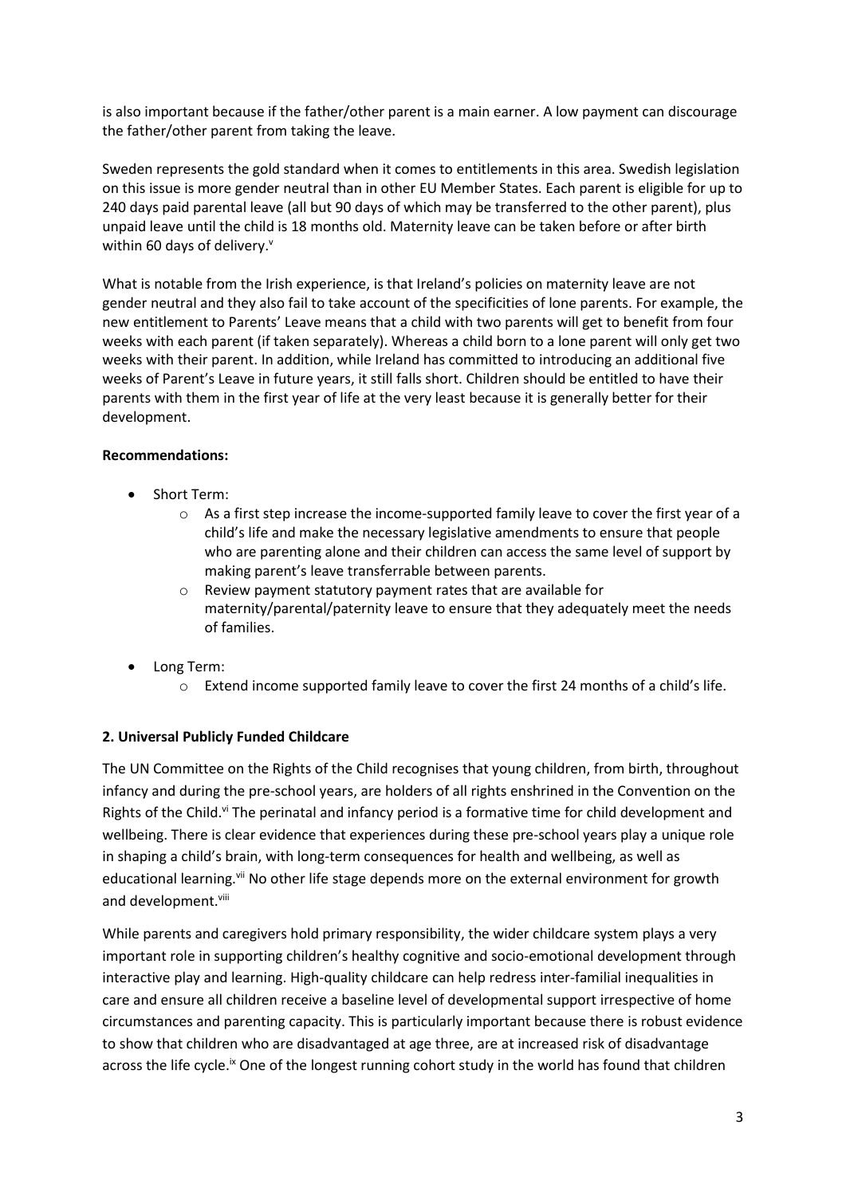is also important because if the father/other parent is a main earner. A low payment can discourage the father/other parent from taking the leave.

Sweden represents the gold standard when it comes to entitlements in this area. Swedish legislation on this issue is more gender neutral than in other EU Member States. Each parent is eligible for up to 240 days paid parental leave (all but 90 days of which may be transferred to the other parent), plus unpaid leave until the child is 18 months old. Maternity leave can be taken before or after birth within 60 days of delivery.[v]

What is notable from the Irish experience, is that Ireland's policies on maternity leave are not gender neutral and they also fail to take account of the specificities of lone parents. For example, the new entitlement to Parents' Leave means that a child with two parents will get to benefit from four weeks with each parent (if taken separately). Whereas a child born to a lone parent will only get two weeks with their parent. In addition, while Ireland has committed to introducing an additional five weeks of Parent's Leave in future years, it still falls short. Children should be entitled to have their parents with them in the first year of life at the very least because it is generally better for their development.

**Recommendations:**

- Short Term:
    - As a first step increase the income-supported family leave to cover the first year of a child's life and make the necessary legislative amendments to ensure that people who are parenting alone and their children can access the same level of support by making parent's leave transferrable between parents.
    - Review payment statutory payment rates that are available for maternity/parental/paternity leave to ensure that they adequately meet the needs of families.
- Long Term:
    - Extend income supported family leave to cover the first 24 months of a child's life.

**2. Universal Publicly Funded Childcare**

The UN Committee on the Rights of the Child recognises that young children, from birth, throughout infancy and during the pre-school years, are holders of all rights enshrined in the Convention on the Rights of the Child.[vi] The perinatal and infancy period is a formative time for child development and wellbeing. There is clear evidence that experiences during these pre-school years play a unique role in shaping a child's brain, with long-term consequences for health and wellbeing, as well as educational learning.[vii] No other life stage depends more on the external environment for growth and development.[viii]

While parents and caregivers hold primary responsibility, the wider childcare system plays a very important role in supporting children's healthy cognitive and socio-emotional development through interactive play and learning. High-quality childcare can help redress inter-familial inequalities in care and ensure all children receive a baseline level of developmental support irrespective of home circumstances and parenting capacity. This is particularly important because there is robust evidence to show that children who are disadvantaged at age three, are at increased risk of disadvantage across the life cycle.[ix] One of the longest running cohort study in the world has found that children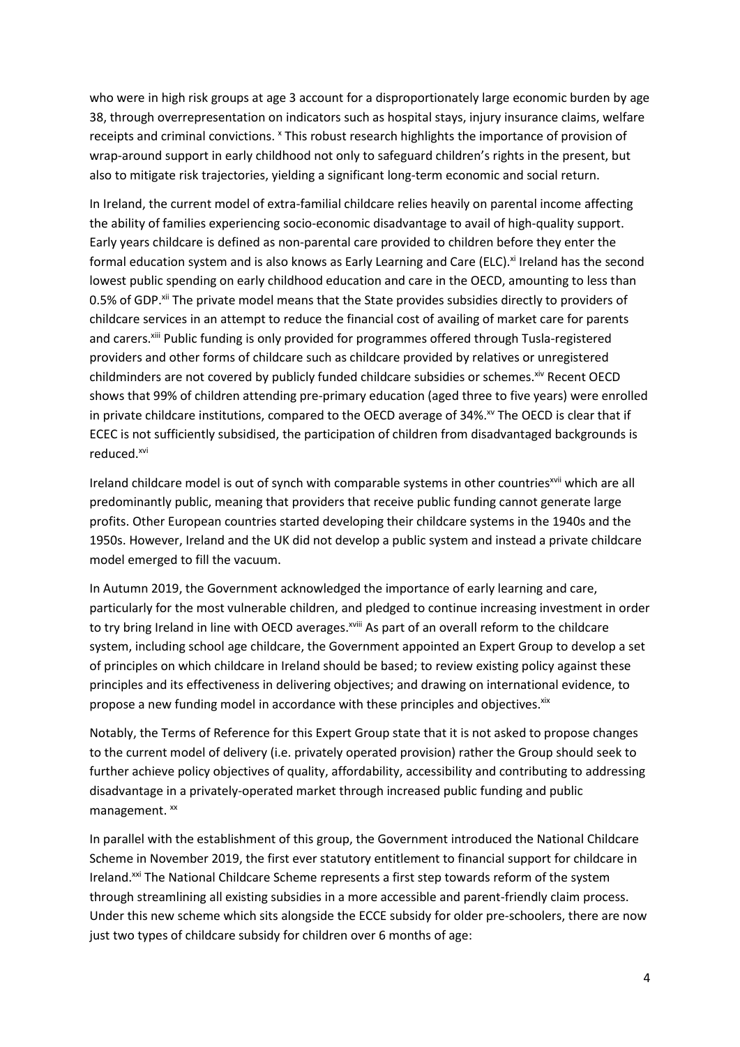who were in high risk groups at age 3 account for a disproportionately large economic burden by age 38, through overrepresentation on indicators such as hospital stays, injury insurance claims, welfare receipts and criminal convictions. [x] This robust research highlights the importance of provision of wrap-around support in early childhood not only to safeguard children's rights in the present, but also to mitigate risk trajectories, yielding a significant long-term economic and social return.

In Ireland, the current model of extra-familial childcare relies heavily on parental income affecting the ability of families experiencing socio-economic disadvantage to avail of high-quality support. Early years childcare is defined as non-parental care provided to children before they enter the formal education system and is also knows as Early Learning and Care (ELC).[xi] Ireland has the second lowest public spending on early childhood education and care in the OECD, amounting to less than 0.5% of GDP.[xii] The private model means that the State provides subsidies directly to providers of childcare services in an attempt to reduce the financial cost of availing of market care for parents and carers.[xiii] Public funding is only provided for programmes offered through Tusla-registered providers and other forms of childcare such as childcare provided by relatives or unregistered childminders are not covered by publicly funded childcare subsidies or schemes.[xiv] Recent OECD shows that 99% of children attending pre-primary education (aged three to five years) were enrolled in private childcare institutions, compared to the OECD average of 34%.[xv] The OECD is clear that if ECEC is not sufficiently subsidised, the participation of children from disadvantaged backgrounds is reduced.[xvi]

Ireland childcare model is out of synch with comparable systems in other countries[xvii] which are all predominantly public, meaning that providers that receive public funding cannot generate large profits. Other European countries started developing their childcare systems in the 1940s and the 1950s. However, Ireland and the UK did not develop a public system and instead a private childcare model emerged to fill the vacuum.

In Autumn 2019, the Government acknowledged the importance of early learning and care, particularly for the most vulnerable children, and pledged to continue increasing investment in order to try bring Ireland in line with OECD averages.[xviii] As part of an overall reform to the childcare system, including school age childcare, the Government appointed an Expert Group to develop a set of principles on which childcare in Ireland should be based; to review existing policy against these principles and its effectiveness in delivering objectives; and drawing on international evidence, to propose a new funding model in accordance with these principles and objectives.[xix]

Notably, the Terms of Reference for this Expert Group state that it is not asked to propose changes to the current model of delivery (i.e. privately operated provision) rather the Group should seek to further achieve policy objectives of quality, affordability, accessibility and contributing to addressing disadvantage in a privately-operated market through increased public funding and public management. [xx]

In parallel with the establishment of this group, the Government introduced the National Childcare Scheme in November 2019, the first ever statutory entitlement to financial support for childcare in Ireland.[xxi] The National Childcare Scheme represents a first step towards reform of the system through streamlining all existing subsidies in a more accessible and parent-friendly claim process. Under this new scheme which sits alongside the ECCE subsidy for older pre-schoolers, there are now just two types of childcare subsidy for children over 6 months of age: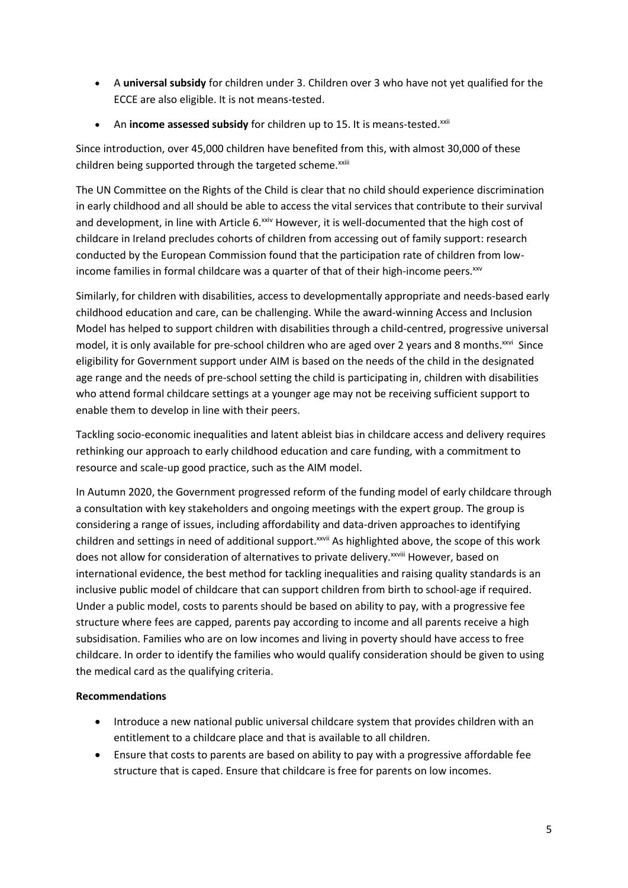- A **universal subsidy** for children under 3. Children over 3 who have not yet qualified for the ECCE are also eligible. It is not means-tested.
- An **income assessed subsidy** for children up to 15. It is means-tested.[xxii]

Since introduction, over 45,000 children have benefited from this, with almost 30,000 of these children being supported through the targeted scheme.[xxiii]

The UN Committee on the Rights of the Child is clear that no child should experience discrimination in early childhood and all should be able to access the vital services that contribute to their survival and development, in line with Article 6.[xxiv] However, it is well-documented that the high cost of childcare in Ireland precludes cohorts of children from accessing out of family support: research conducted by the European Commission found that the participation rate of children from low-income families in formal childcare was a quarter of that of their high-income peers.[xxv]

Similarly, for children with disabilities, access to developmentally appropriate and needs-based early childhood education and care, can be challenging. While the award-winning Access and Inclusion Model has helped to support children with disabilities through a child-centred, progressive universal model, it is only available for pre-school children who are aged over 2 years and 8 months.[xxvi] Since eligibility for Government support under AIM is based on the needs of the child in the designated age range and the needs of pre-school setting the child is participating in, children with disabilities who attend formal childcare settings at a younger age may not be receiving sufficient support to enable them to develop in line with their peers.

Tackling socio-economic inequalities and latent ableist bias in childcare access and delivery requires rethinking our approach to early childhood education and care funding, with a commitment to resource and scale-up good practice, such as the AIM model.

In Autumn 2020, the Government progressed reform of the funding model of early childcare through a consultation with key stakeholders and ongoing meetings with the expert group. The group is considering a range of issues, including affordability and data-driven approaches to identifying children and settings in need of additional support.[xxvii] As highlighted above, the scope of this work does not allow for consideration of alternatives to private delivery.[xxviii] However, based on international evidence, the best method for tackling inequalities and raising quality standards is an inclusive public model of childcare that can support children from birth to school-age if required. Under a public model, costs to parents should be based on ability to pay, with a progressive fee structure where fees are capped, parents pay according to income and all parents receive a high subsidisation. Families who are on low incomes and living in poverty should have access to free childcare. In order to identify the families who would qualify consideration should be given to using the medical card as the qualifying criteria.

**Recommendations**

- Introduce a new national public universal childcare system that provides children with an entitlement to a childcare place and that is available to all children.
- Ensure that costs to parents are based on ability to pay with a progressive affordable fee structure that is caped. Ensure that childcare is free for parents on low incomes.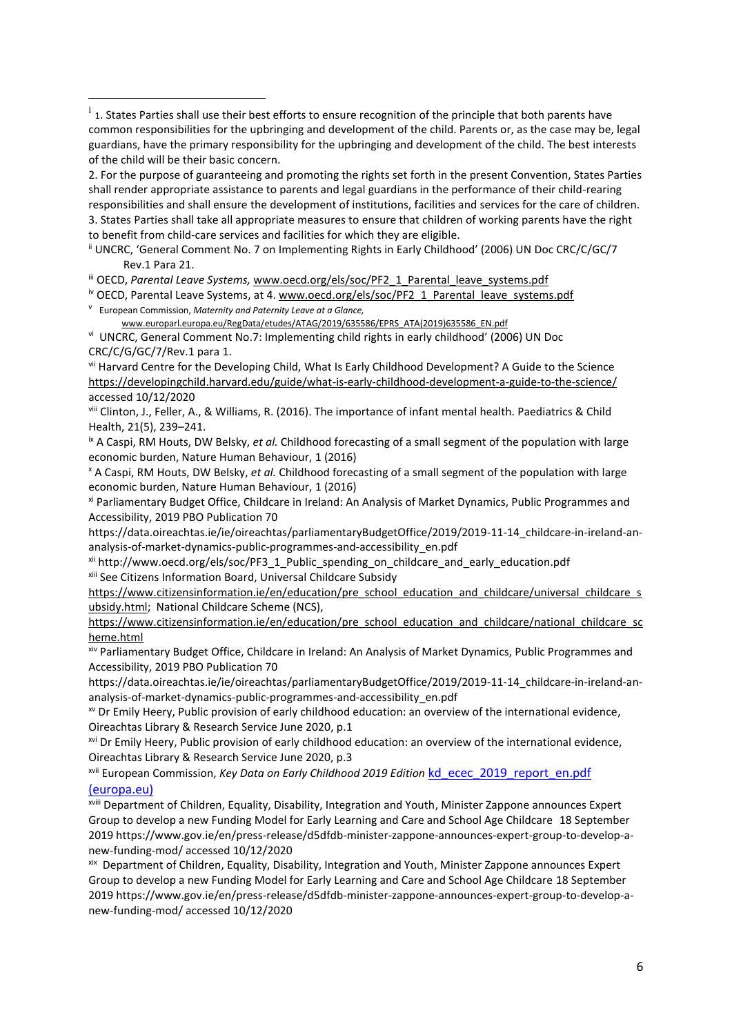[i] 1. States Parties shall use their best efforts to ensure recognition of the principle that both parents have common responsibilities for the upbringing and development of the child. Parents or, as the case may be, legal guardians, have the primary responsibility for the upbringing and development of the child. The best interests of the child will be their basic concern.

2. For the purpose of guaranteeing and promoting the rights set forth in the present Convention, States Parties shall render appropriate assistance to parents and legal guardians in the performance of their child-rearing responsibilities and shall ensure the development of institutions, facilities and services for the care of children.

3. States Parties shall take all appropriate measures to ensure that children of working parents have the right to benefit from child-care services and facilities for which they are eligible.

[ii] UNCRC, 'General Comment No. 7 on Implementing Rights in Early Childhood' (2006) UN Doc CRC/C/GC/7 Rev.1 Para 21.

[iii] OECD, *Parental Leave Systems,* www.oecd.org/els/soc/PF2_1_Parental_leave_systems.pdf

[iv] OECD, Parental Leave Systems, at 4. www.oecd.org/els/soc/PF2_1_Parental_leave_systems.pdf

[v] European Commission, *Maternity and Paternity Leave at a Glance,* www.europarl.europa.eu/RegData/etudes/ATAG/2019/635586/EPRS_ATA(2019)635586_EN.pdf

[vi] UNCRC, General Comment No.7: Implementing child rights in early childhood' (2006) UN Doc CRC/C/G/GC/7/Rev.1 para 1.

[vii] Harvard Centre for the Developing Child, What Is Early Childhood Development? A Guide to the Science https://developingchild.harvard.edu/guide/what-is-early-childhood-development-a-guide-to-the-science/ accessed 10/12/2020

[viii] Clinton, J., Feller, A., & Williams, R. (2016). The importance of infant mental health. Paediatrics & Child Health, 21(5), 239–241.

[ix] A Caspi, RM Houts, DW Belsky, *et al.* Childhood forecasting of a small segment of the population with large economic burden, Nature Human Behaviour, 1 (2016)

[x] A Caspi, RM Houts, DW Belsky, *et al.* Childhood forecasting of a small segment of the population with large economic burden, Nature Human Behaviour, 1 (2016)

[xi] Parliamentary Budget Office, Childcare in Ireland: An Analysis of Market Dynamics, Public Programmes and Accessibility, 2019 PBO Publication 70 https://data.oireachtas.ie/ie/oireachtas/parliamentaryBudgetOffice/2019/2019-11-14_childcare-in-ireland-an-analysis-of-market-dynamics-public-programmes-and-accessibility_en.pdf

[xii] http://www.oecd.org/els/soc/PF3_1_Public_spending_on_childcare_and_early_education.pdf

[xiii] See Citizens Information Board, Universal Childcare Subsidy https://www.citizensinformation.ie/en/education/pre_school_education_and_childcare/universal_childcare_subsidy.html; National Childcare Scheme (NCS), https://www.citizensinformation.ie/en/education/pre_school_education_and_childcare/national_childcare_scheme.html

[xiv] Parliamentary Budget Office, Childcare in Ireland: An Analysis of Market Dynamics, Public Programmes and Accessibility, 2019 PBO Publication 70 https://data.oireachtas.ie/ie/oireachtas/parliamentaryBudgetOffice/2019/2019-11-14_childcare-in-ireland-an-analysis-of-market-dynamics-public-programmes-and-accessibility_en.pdf

[xv] Dr Emily Heery, Public provision of early childhood education: an overview of the international evidence, Oireachtas Library & Research Service June 2020, p.1

[xvi] Dr Emily Heery, Public provision of early childhood education: an overview of the international evidence, Oireachtas Library & Research Service June 2020, p.3

[xvii] European Commission, *Key Data on Early Childhood 2019 Edition* kd_ecec_2019_report_en.pdf (europa.eu)

[xviii] Department of Children, Equality, Disability, Integration and Youth, Minister Zappone announces Expert Group to develop a new Funding Model for Early Learning and Care and School Age Childcare 18 September 2019 https://www.gov.ie/en/press-release/d5dfdb-minister-zappone-announces-expert-group-to-develop-a-new-funding-mod/ accessed 10/12/2020

[xix] Department of Children, Equality, Disability, Integration and Youth, Minister Zappone announces Expert Group to develop a new Funding Model for Early Learning and Care and School Age Childcare 18 September 2019 https://www.gov.ie/en/press-release/d5dfdb-minister-zappone-announces-expert-group-to-develop-a-new-funding-mod/ accessed 10/12/2020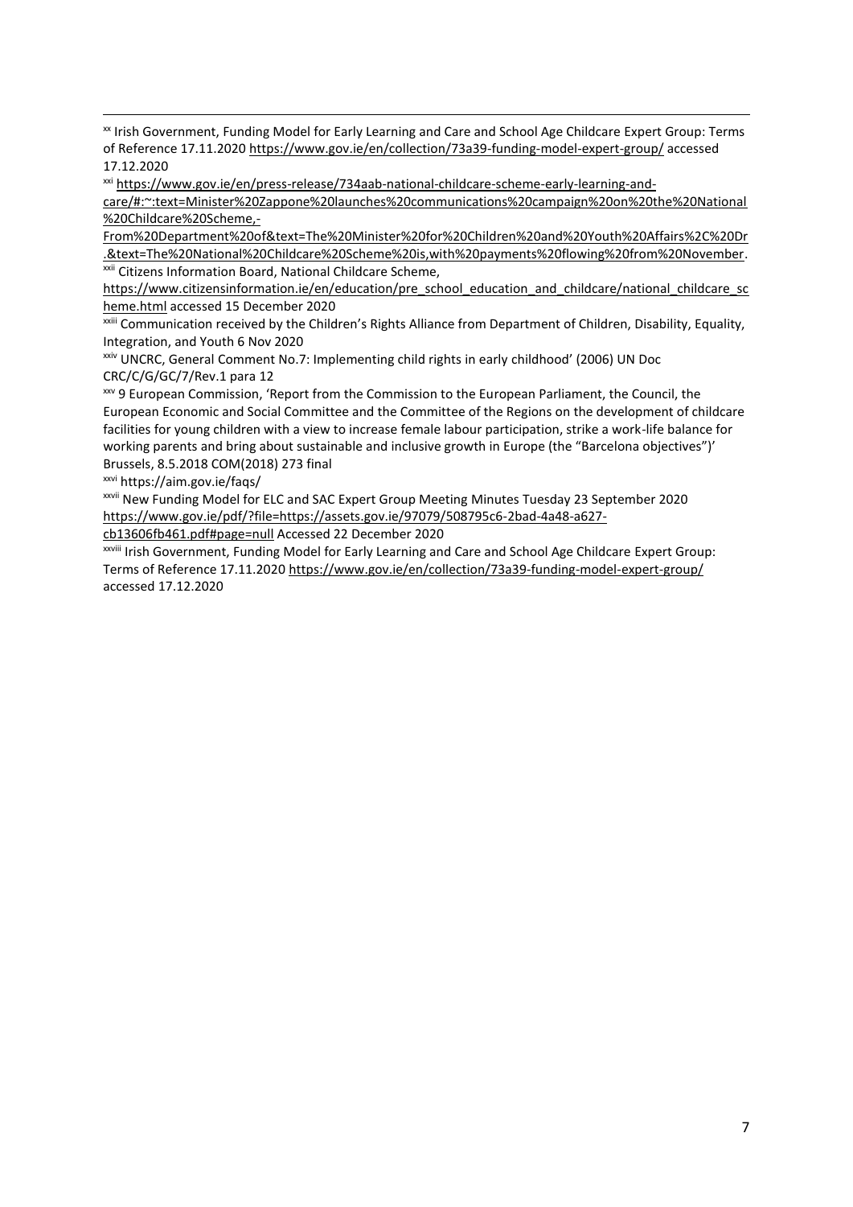[xx] Irish Government, Funding Model for Early Learning and Care and School Age Childcare Expert Group: Terms of Reference 17.11.2020 https://www.gov.ie/en/collection/73a39-funding-model-expert-group/ accessed 17.12.2020

[xxi] https://www.gov.ie/en/press-release/734aab-national-childcare-scheme-early-learning-and-care/#:~:text=Minister%20Zappone%20launches%20communications%20campaign%20on%20the%20National%20Childcare%20Scheme,-From%20Department%20of&text=The%20Minister%20for%20Children%20and%20Youth%20Affairs%2C%20Dr.&text=The%20National%20Childcare%20Scheme%20is,with%20payments%20flowing%20from%20November.

[xxii] Citizens Information Board, National Childcare Scheme, https://www.citizensinformation.ie/en/education/pre_school_education_and_childcare/national_childcare_scheme.html accessed 15 December 2020

[xxiii] Communication received by the Children's Rights Alliance from Department of Children, Disability, Equality, Integration, and Youth 6 Nov 2020

[xxiv] UNCRC, General Comment No.7: Implementing child rights in early childhood' (2006) UN Doc CRC/C/G/GC/7/Rev.1 para 12

[xxv] 9 European Commission, 'Report from the Commission to the European Parliament, the Council, the European Economic and Social Committee and the Committee of the Regions on the development of childcare facilities for young children with a view to increase female labour participation, strike a work-life balance for working parents and bring about sustainable and inclusive growth in Europe (the "Barcelona objectives")' Brussels, 8.5.2018 COM(2018) 273 final

[xxvi] https://aim.gov.ie/faqs/

[xxvii] New Funding Model for ELC and SAC Expert Group Meeting Minutes Tuesday 23 September 2020 https://www.gov.ie/pdf/?file=https://assets.gov.ie/97079/508795c6-2bad-4a48-a627-cb13606fb461.pdf#page=null Accessed 22 December 2020

[xxviii] Irish Government, Funding Model for Early Learning and Care and School Age Childcare Expert Group: Terms of Reference 17.11.2020 https://www.gov.ie/en/collection/73a39-funding-model-expert-group/ accessed 17.12.2020